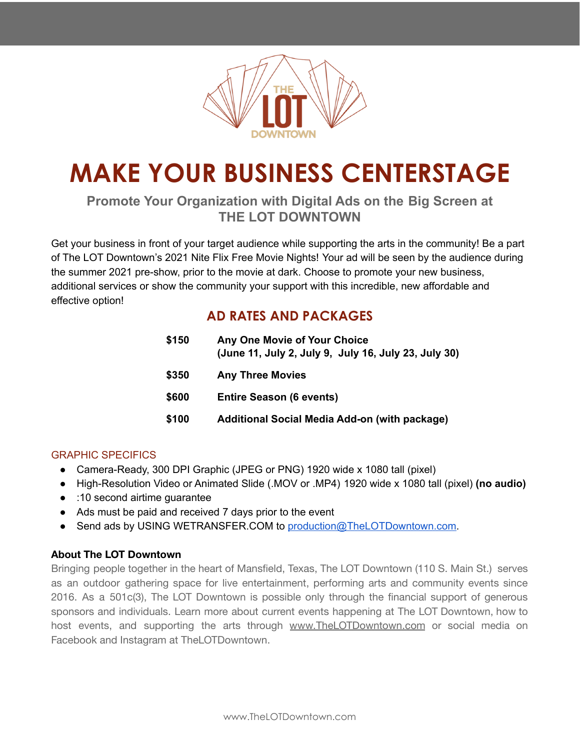THE LOT DOWNTOWN

# MAKE YOUR BUSINESS CENTERSTAGE

### Promote Your Organization with Digital Ads on the Big Screen at THE LOT DOWNTOWN

Get your business in front of your target audience while supporting the arts in the community! Be a part of The LOT Downtown's 2021 Nite Flix Free Movie Nights! Your ad will be seen by the audience during the summer 2021 pre-show, prior to the movie at dark. Choose to promote your new business, additional services or show the community your support with this incredible, new affordable and effective option!

## AD RATES AND PACKAGES

| | |
|---|---|
| **$150** | **Any One Movie of Your Choice (June 11, July 2, July 9, July 16, July 23, July 30)** |
| **$350** | **Any Three Movies** |
| **$600** | **Entire Season (6 events)** |
| **$100** | **Additional Social Media Add-on (with package)** |

### GRAPHIC SPECIFICS

- Camera-Ready, 300 DPI Graphic (JPEG or PNG) 1920 wide x 1080 tall (pixel)
- High-Resolution Video or Animated Slide (.MOV or .MP4) 1920 wide x 1080 tall (pixel) **(no audio)**
- :10 second airtime guarantee
- Ads must be paid and received 7 days prior to the event
- Send ads by USING WETRANSFER.COM to production@TheLOTDowntown.com.

**About The LOT Downtown**

Bringing people together in the heart of Mansfield, Texas, The LOT Downtown (110 S. Main St.) serves as an outdoor gathering space for live entertainment, performing arts and community events since 2016. As a 501c(3), The LOT Downtown is possible only through the financial support of generous sponsors and individuals. Learn more about current events happening at The LOT Downtown, how to host events, and supporting the arts through www.TheLOTDowntown.com or social media on Facebook and Instagram at TheLOTDowntown.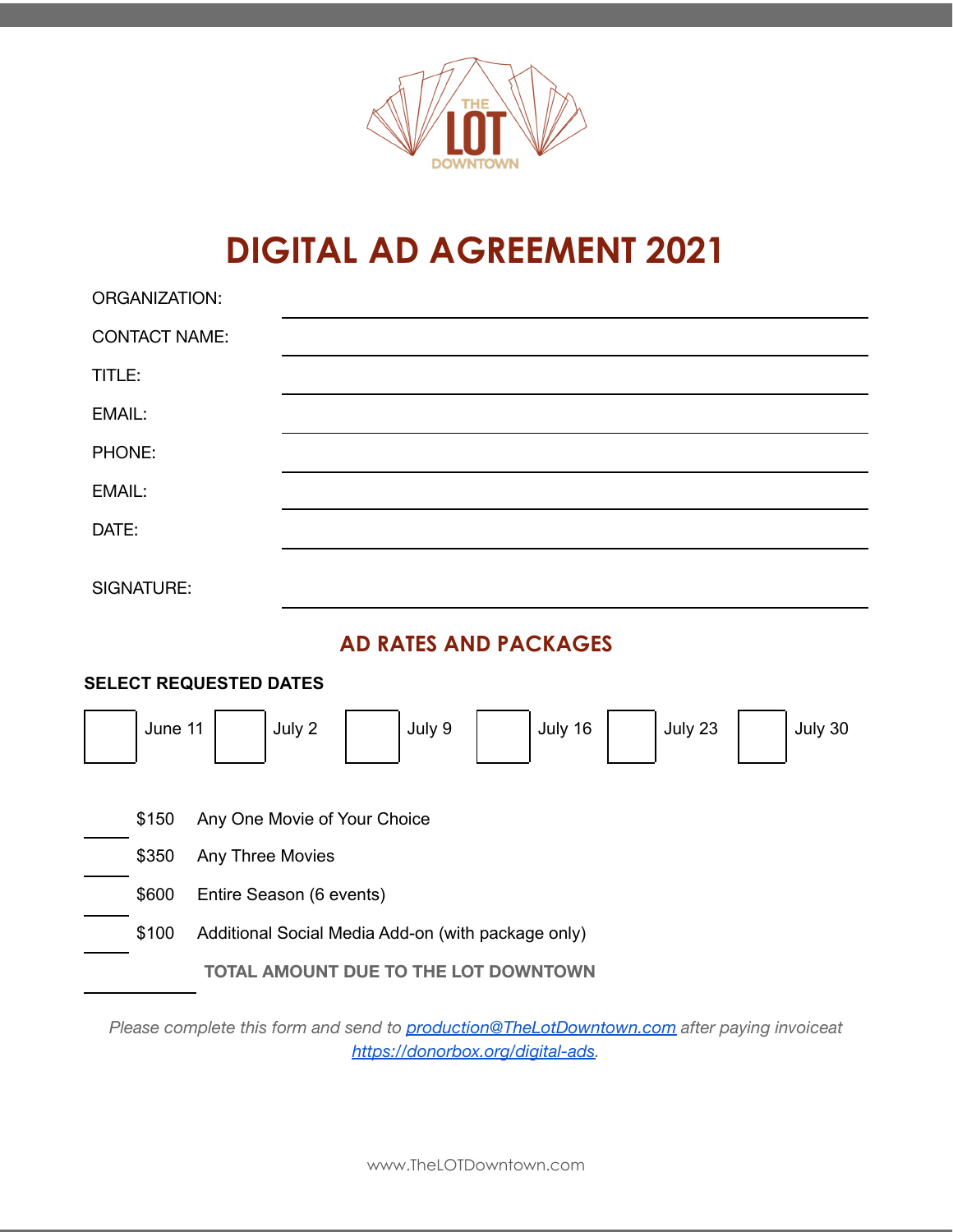THE LOT DOWNTOWN

# DIGITAL AD AGREEMENT 2021

ORGANIZATION: ______________________________

CONTACT NAME: ______________________________

TITLE: ______________________________

EMAIL: ______________________________

PHONE: ______________________________

EMAIL: ______________________________

DATE: ______________________________

SIGNATURE: ______________________________

## AD RATES AND PACKAGES

**SELECT REQUESTED DATES**

☐ June 11 ☐ July 2 ☐ July 9 ☐ July 16 ☐ July 23 ☐ July 30

_____ $150 Any One Movie of Your Choice

_____ $350 Any Three Movies

_____ $600 Entire Season (6 events)

_____ $100 Additional Social Media Add-on (with package only)

__________ **TOTAL AMOUNT DUE TO THE LOT DOWNTOWN**

*Please complete this form and send to [production@TheLotDowntown.com](mailto:production@TheLotDowntown.com) after paying invoiceat [https://donorbox.org/digital-ads](https://donorbox.org/digital-ads).*

www.TheLOTDowntown.com